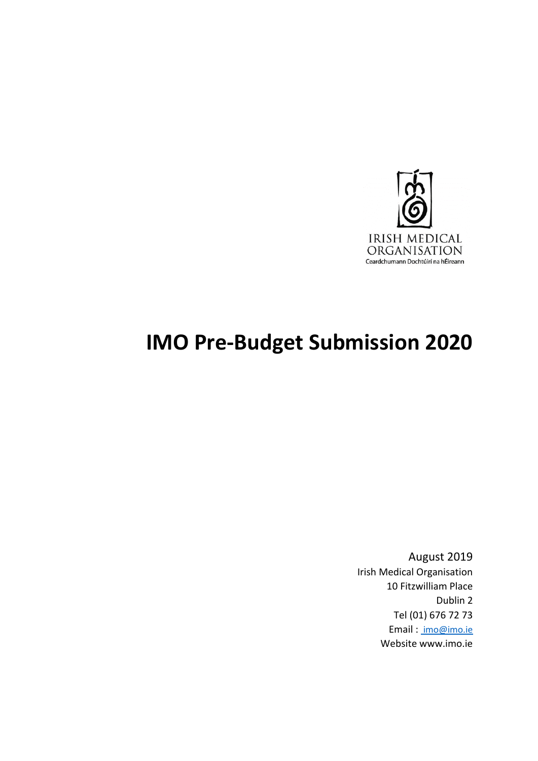IRISH MEDICAL ORGANISATION

Ceardchumann Dochtúirí na hÉireann

# IMO Pre-Budget Submission 2020

August 2019

Irish Medical Organisation

10 Fitzwilliam Place

Dublin 2

Tel (01) 676 72 73

Email : imo@imo.ie

Website www.imo.ie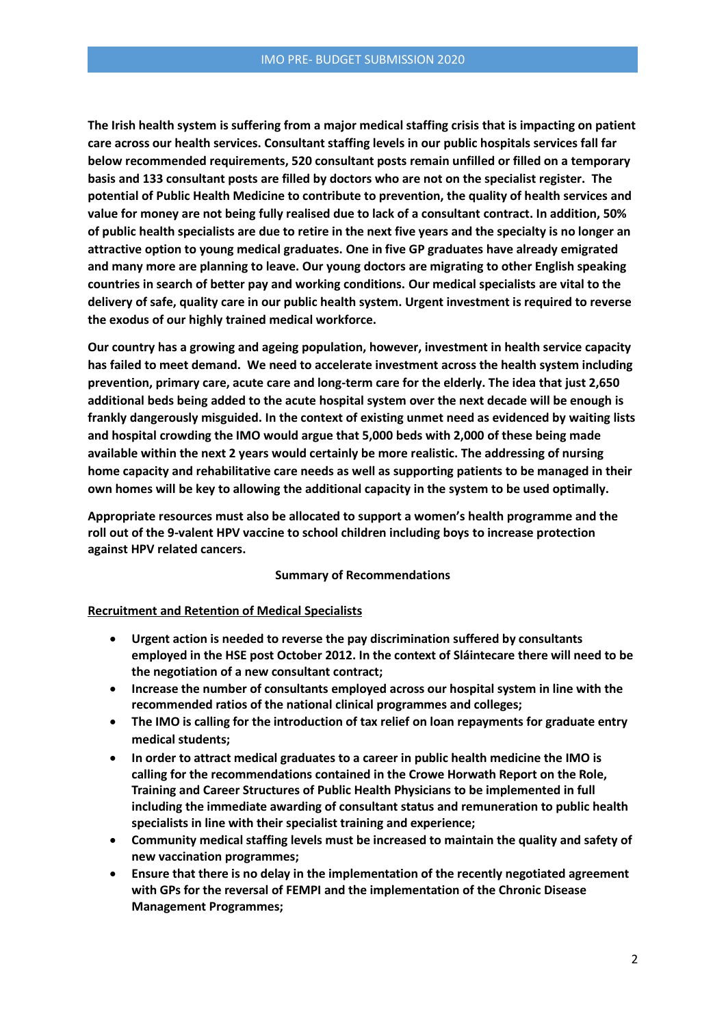**The Irish health system is suffering from a major medical staffing crisis that is impacting on patient care across our health services. Consultant staffing levels in our public hospitals services fall far below recommended requirements, 520 consultant posts remain unfilled or filled on a temporary basis and 133 consultant posts are filled by doctors who are not on the specialist register. The potential of Public Health Medicine to contribute to prevention, the quality of health services and value for money are not being fully realised due to lack of a consultant contract. In addition, 50% of public health specialists are due to retire in the next five years and the specialty is no longer an attractive option to young medical graduates. One in five GP graduates have already emigrated and many more are planning to leave. Our young doctors are migrating to other English speaking countries in search of better pay and working conditions. Our medical specialists are vital to the delivery of safe, quality care in our public health system. Urgent investment is required to reverse the exodus of our highly trained medical workforce.**

**Our country has a growing and ageing population, however, investment in health service capacity has failed to meet demand. We need to accelerate investment across the health system including prevention, primary care, acute care and long-term care for the elderly. The idea that just 2,650 additional beds being added to the acute hospital system over the next decade will be enough is frankly dangerously misguided. In the context of existing unmet need as evidenced by waiting lists and hospital crowding the IMO would argue that 5,000 beds with 2,000 of these being made available within the next 2 years would certainly be more realistic. The addressing of nursing home capacity and rehabilitative care needs as well as supporting patients to be managed in their own homes will be key to allowing the additional capacity in the system to be used optimally.**

**Appropriate resources must also be allocated to support a women's health programme and the roll out of the 9-valent HPV vaccine to school children including boys to increase protection against HPV related cancers.**

## Summary of Recommendations

**Recruitment and Retention of Medical Specialists**

- **Urgent action is needed to reverse the pay discrimination suffered by consultants employed in the HSE post October 2012. In the context of Sláintecare there will need to be the negotiation of a new consultant contract;**
- **Increase the number of consultants employed across our hospital system in line with the recommended ratios of the national clinical programmes and colleges;**
- **The IMO is calling for the introduction of tax relief on loan repayments for graduate entry medical students;**
- **In order to attract medical graduates to a career in public health medicine the IMO is calling for the recommendations contained in the Crowe Horwath Report on the Role, Training and Career Structures of Public Health Physicians to be implemented in full including the immediate awarding of consultant status and remuneration to public health specialists in line with their specialist training and experience;**
- **Community medical staffing levels must be increased to maintain the quality and safety of new vaccination programmes;**
- **Ensure that there is no delay in the implementation of the recently negotiated agreement with GPs for the reversal of FEMPI and the implementation of the Chronic Disease Management Programmes;**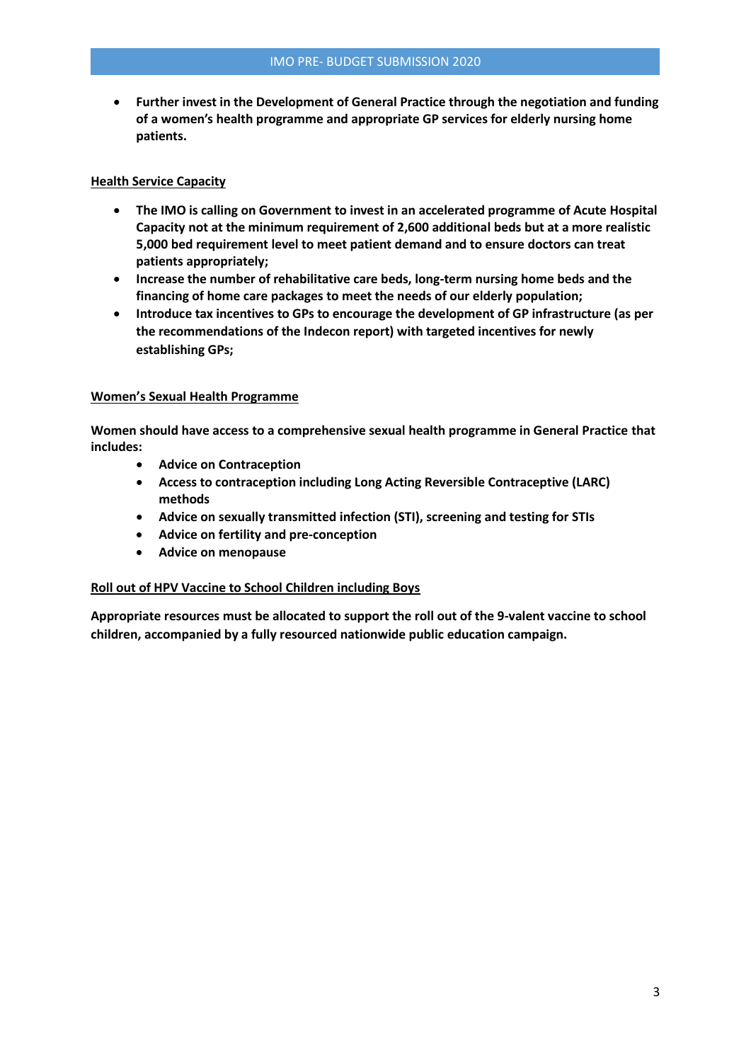- **Further invest in the Development of General Practice through the negotiation and funding of a women's health programme and appropriate GP services for elderly nursing home patients.**

## Health Service Capacity

- **The IMO is calling on Government to invest in an accelerated programme of Acute Hospital Capacity not at the minimum requirement of 2,600 additional beds but at a more realistic 5,000 bed requirement level to meet patient demand and to ensure doctors can treat patients appropriately;**
- **Increase the number of rehabilitative care beds, long-term nursing home beds and the financing of home care packages to meet the needs of our elderly population;**
- **Introduce tax incentives to GPs to encourage the development of GP infrastructure (as per the recommendations of the Indecon report) with targeted incentives for newly establishing GPs;**

## Women's Sexual Health Programme

**Women should have access to a comprehensive sexual health programme in General Practice that includes:**

- **Advice on Contraception**
- **Access to contraception including Long Acting Reversible Contraceptive (LARC) methods**
- **Advice on sexually transmitted infection (STI), screening and testing for STIs**
- **Advice on fertility and pre-conception**
- **Advice on menopause**

## Roll out of HPV Vaccine to School Children including Boys

**Appropriate resources must be allocated to support the roll out of the 9-valent vaccine to school children, accompanied by a fully resourced nationwide public education campaign.**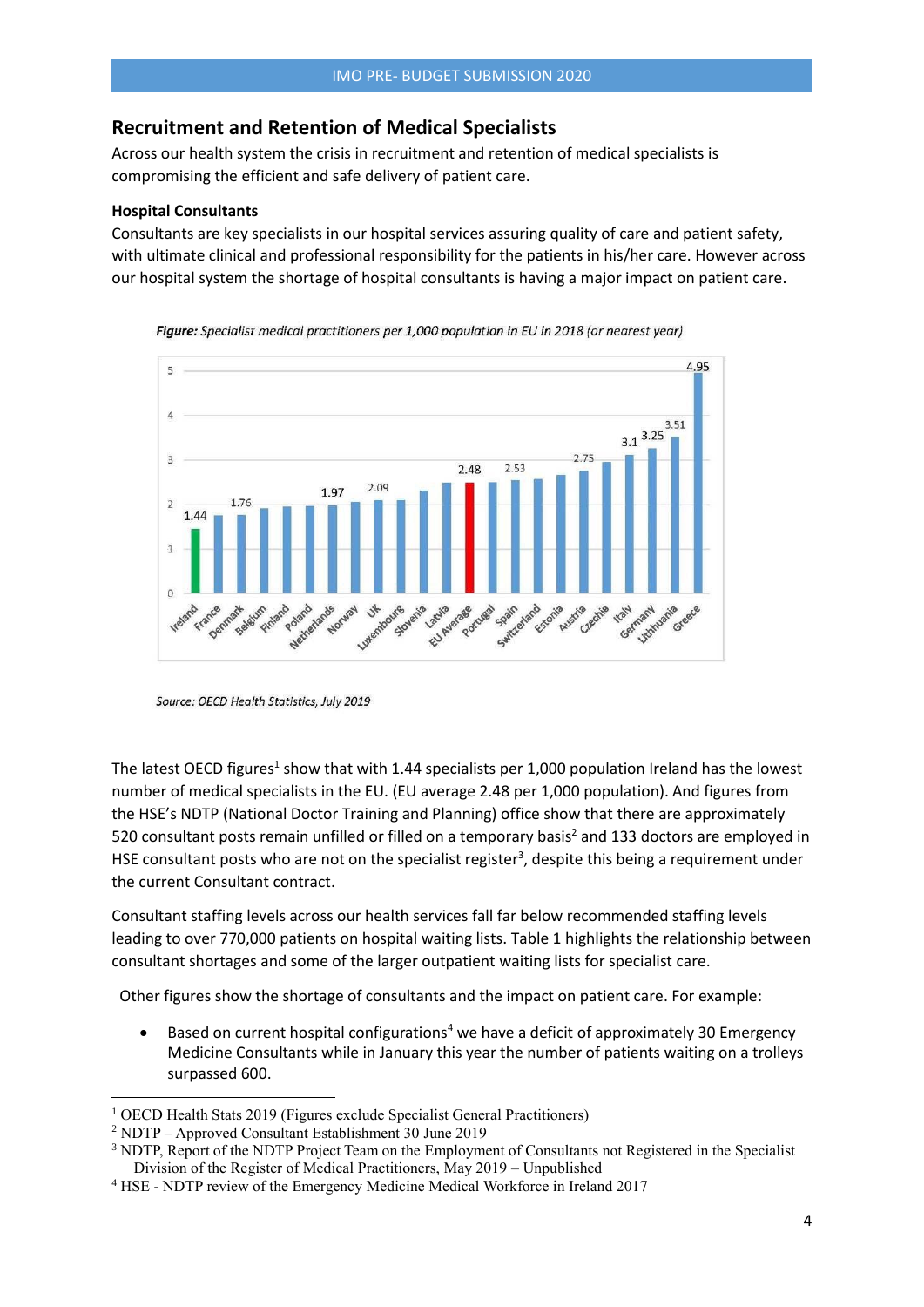## Recruitment and Retention of Medical Specialists

Across our health system the crisis in recruitment and retention of medical specialists is compromising the efficient and safe delivery of patient care.

### Hospital Consultants

Consultants are key specialists in our hospital services assuring quality of care and patient safety, with ultimate clinical and professional responsibility for the patients in his/her care. However across our hospital system the shortage of hospital consultants is having a major impact on patient care.

***Figure:*** *Specialist medical practitioners per 1,000 population in EU in 2018 (or nearest year)*

*Source: OECD Health Statistics, July 2019*

The latest OECD figures[1] show that with 1.44 specialists per 1,000 population Ireland has the lowest number of medical specialists in the EU. (EU average 2.48 per 1,000 population). And figures from the HSE's NDTP (National Doctor Training and Planning) office show that there are approximately 520 consultant posts remain unfilled or filled on a temporary basis[2] and 133 doctors are employed in HSE consultant posts who are not on the specialist register[3], despite this being a requirement under the current Consultant contract.

Consultant staffing levels across our health services fall far below recommended staffing levels leading to over 770,000 patients on hospital waiting lists. Table 1 highlights the relationship between consultant shortages and some of the larger outpatient waiting lists for specialist care.

Other figures show the shortage of consultants and the impact on patient care. For example:

- Based on current hospital configurations[4] we have a deficit of approximately 30 Emergency Medicine Consultants while in January this year the number of patients waiting on a trolleys surpassed 600.

---

[1] OECD Health Stats 2019 (Figures exclude Specialist General Practitioners)

[2] NDTP – Approved Consultant Establishment 30 June 2019

[3] NDTP, Report of the NDTP Project Team on the Employment of Consultants not Registered in the Specialist Division of the Register of Medical Practitioners, May 2019 – Unpublished

[4] HSE - NDTP review of the Emergency Medicine Medical Workforce in Ireland 2017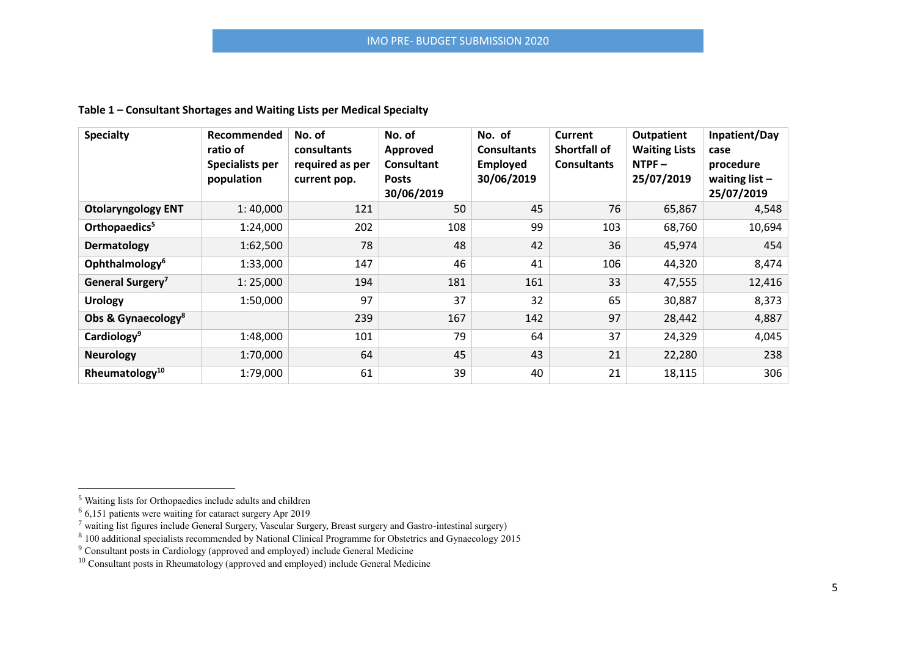**Table 1 – Consultant Shortages and Waiting Lists per Medical Specialty**

| Specialty | Recommended ratio of Specialists per population | No. of consultants required as per current pop. | No. of Approved Consultant Posts 30/06/2019 | No. of Consultants Employed 30/06/2019 | Current Shortfall of Consultants | Outpatient Waiting Lists NTPF – 25/07/2019 | Inpatient/Day case procedure waiting list – 25/07/2019 |
|---|---|---|---|---|---|---|---|
| **Otolaryngology ENT** | 1: 40,000 | 121 | 50 | 45 | 76 | 65,867 | 4,548 |
| **Orthopaedics**[5] | 1:24,000 | 202 | 108 | 99 | 103 | 68,760 | 10,694 |
| **Dermatology** | 1:62,500 | 78 | 48 | 42 | 36 | 45,974 | 454 |
| **Ophthalmology**[6] | 1:33,000 | 147 | 46 | 41 | 106 | 44,320 | 8,474 |
| **General Surgery**[7] | 1: 25,000 | 194 | 181 | 161 | 33 | 47,555 | 12,416 |
| **Urology** | 1:50,000 | 97 | 37 | 32 | 65 | 30,887 | 8,373 |
| **Obs & Gynaecology**[8] | | 239 | 167 | 142 | 97 | 28,442 | 4,887 |
| **Cardiology**[9] | 1:48,000 | 101 | 79 | 64 | 37 | 24,329 | 4,045 |
| **Neurology** | 1:70,000 | 64 | 45 | 43 | 21 | 22,280 | 238 |
| **Rheumatology**[10] | 1:79,000 | 61 | 39 | 40 | 21 | 18,115 | 306 |

[5] Waiting lists for Orthopaedics include adults and children

[6] 6,151 patients were waiting for cataract surgery Apr 2019

[7] waiting list figures include General Surgery, Vascular Surgery, Breast surgery and Gastro-intestinal surgery)

[8] 100 additional specialists recommended by National Clinical Programme for Obstetrics and Gynaecology 2015

[9] Consultant posts in Cardiology (approved and employed) include General Medicine

[10] Consultant posts in Rheumatology (approved and employed) include General Medicine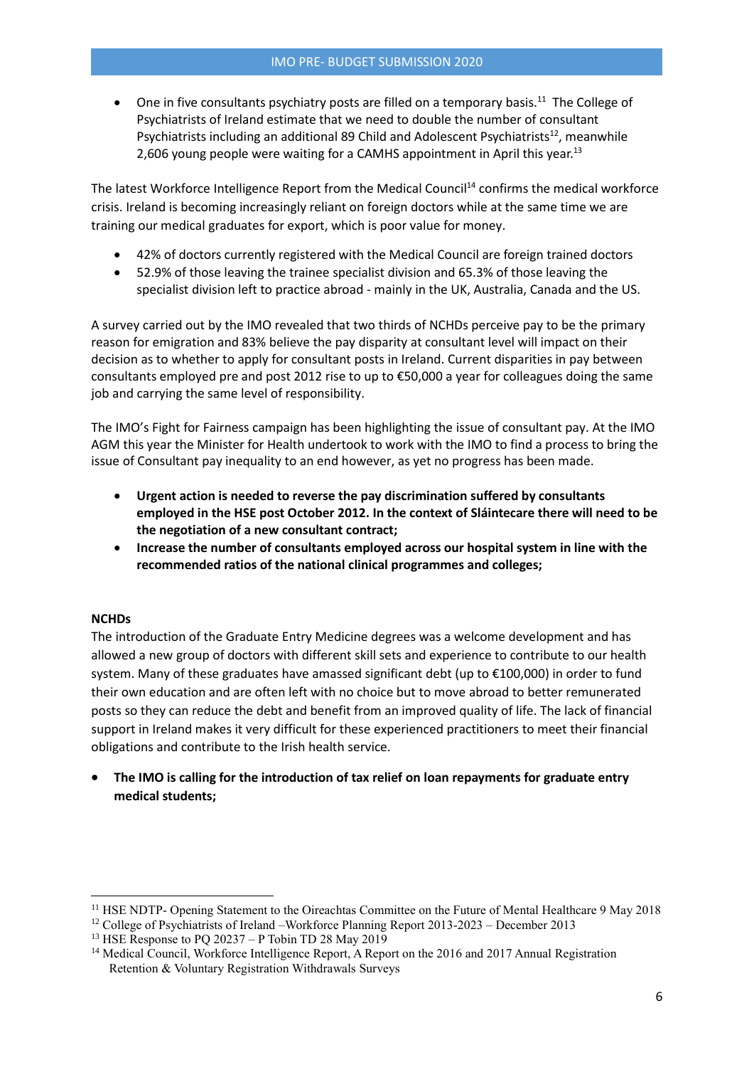- One in five consultants psychiatry posts are filled on a temporary basis.[11] The College of Psychiatrists of Ireland estimate that we need to double the number of consultant Psychiatrists including an additional 89 Child and Adolescent Psychiatrists[12], meanwhile 2,606 young people were waiting for a CAMHS appointment in April this year.[13]

The latest Workforce Intelligence Report from the Medical Council[14] confirms the medical workforce crisis. Ireland is becoming increasingly reliant on foreign doctors while at the same time we are training our medical graduates for export, which is poor value for money.

- 42% of doctors currently registered with the Medical Council are foreign trained doctors
- 52.9% of those leaving the trainee specialist division and 65.3% of those leaving the specialist division left to practice abroad - mainly in the UK, Australia, Canada and the US.

A survey carried out by the IMO revealed that two thirds of NCHDs perceive pay to be the primary reason for emigration and 83% believe the pay disparity at consultant level will impact on their decision as to whether to apply for consultant posts in Ireland. Current disparities in pay between consultants employed pre and post 2012 rise to up to €50,000 a year for colleagues doing the same job and carrying the same level of responsibility.

The IMO's Fight for Fairness campaign has been highlighting the issue of consultant pay. At the IMO AGM this year the Minister for Health undertook to work with the IMO to find a process to bring the issue of Consultant pay inequality to an end however, as yet no progress has been made.

- **Urgent action is needed to reverse the pay discrimination suffered by consultants employed in the HSE post October 2012. In the context of Sláintecare there will need to be the negotiation of a new consultant contract;**
- **Increase the number of consultants employed across our hospital system in line with the recommended ratios of the national clinical programmes and colleges;**

**NCHDs**

The introduction of the Graduate Entry Medicine degrees was a welcome development and has allowed a new group of doctors with different skill sets and experience to contribute to our health system. Many of these graduates have amassed significant debt (up to €100,000) in order to fund their own education and are often left with no choice but to move abroad to better remunerated posts so they can reduce the debt and benefit from an improved quality of life. The lack of financial support in Ireland makes it very difficult for these experienced practitioners to meet their financial obligations and contribute to the Irish health service.

- **The IMO is calling for the introduction of tax relief on loan repayments for graduate entry medical students;**

---

[11] HSE NDTP- Opening Statement to the Oireachtas Committee on the Future of Mental Healthcare 9 May 2018

[12] College of Psychiatrists of Ireland –Workforce Planning Report 2013-2023 – December 2013

[13] HSE Response to PQ 20237 – P Tobin TD 28 May 2019

[14] Medical Council, Workforce Intelligence Report, A Report on the 2016 and 2017 Annual Registration Retention & Voluntary Registration Withdrawals Surveys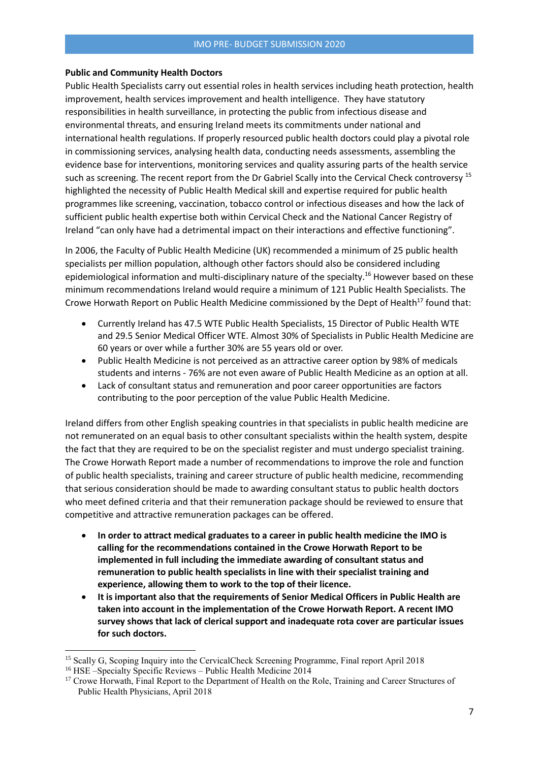**Public and Community Health Doctors**

Public Health Specialists carry out essential roles in health services including heath protection, health improvement, health services improvement and health intelligence. They have statutory responsibilities in health surveillance, in protecting the public from infectious disease and environmental threats, and ensuring Ireland meets its commitments under national and international health regulations. If properly resourced public health doctors could play a pivotal role in commissioning services, analysing health data, conducting needs assessments, assembling the evidence base for interventions, monitoring services and quality assuring parts of the health service such as screening. The recent report from the Dr Gabriel Scally into the Cervical Check controversy [15] highlighted the necessity of Public Health Medical skill and expertise required for public health programmes like screening, vaccination, tobacco control or infectious diseases and how the lack of sufficient public health expertise both within Cervical Check and the National Cancer Registry of Ireland "can only have had a detrimental impact on their interactions and effective functioning".

In 2006, the Faculty of Public Health Medicine (UK) recommended a minimum of 25 public health specialists per million population, although other factors should also be considered including epidemiological information and multi-disciplinary nature of the specialty.[16] However based on these minimum recommendations Ireland would require a minimum of 121 Public Health Specialists. The Crowe Horwath Report on Public Health Medicine commissioned by the Dept of Health[17] found that:

- Currently Ireland has 47.5 WTE Public Health Specialists, 15 Director of Public Health WTE and 29.5 Senior Medical Officer WTE. Almost 30% of Specialists in Public Health Medicine are 60 years or over while a further 30% are 55 years old or over.
- Public Health Medicine is not perceived as an attractive career option by 98% of medicals students and interns - 76% are not even aware of Public Health Medicine as an option at all.
- Lack of consultant status and remuneration and poor career opportunities are factors contributing to the poor perception of the value Public Health Medicine.

Ireland differs from other English speaking countries in that specialists in public health medicine are not remunerated on an equal basis to other consultant specialists within the health system, despite the fact that they are required to be on the specialist register and must undergo specialist training. The Crowe Horwath Report made a number of recommendations to improve the role and function of public health specialists, training and career structure of public health medicine, recommending that serious consideration should be made to awarding consultant status to public health doctors who meet defined criteria and that their remuneration package should be reviewed to ensure that competitive and attractive remuneration packages can be offered.

- **In order to attract medical graduates to a career in public health medicine the IMO is calling for the recommendations contained in the Crowe Horwath Report to be implemented in full including the immediate awarding of consultant status and remuneration to public health specialists in line with their specialist training and experience, allowing them to work to the top of their licence.**
- **It is important also that the requirements of Senior Medical Officers in Public Health are taken into account in the implementation of the Crowe Horwath Report. A recent IMO survey shows that lack of clerical support and inadequate rota cover are particular issues for such doctors.**

---

[15] Scally G, Scoping Inquiry into the CervicalCheck Screening Programme, Final report April 2018

[16] HSE –Specialty Specific Reviews – Public Health Medicine 2014

[17] Crowe Horwath, Final Report to the Department of Health on the Role, Training and Career Structures of Public Health Physicians, April 2018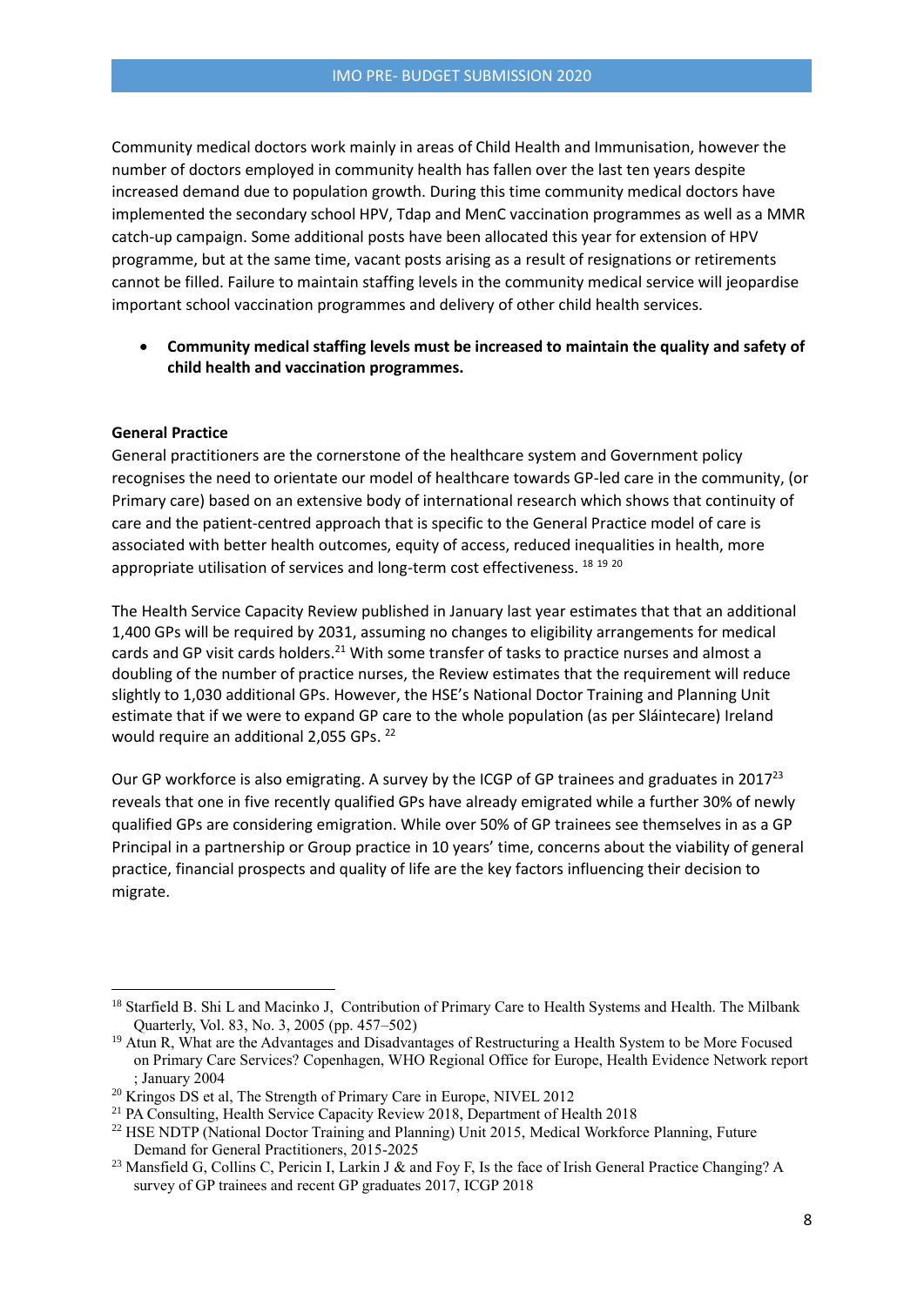Community medical doctors work mainly in areas of Child Health and Immunisation, however the number of doctors employed in community health has fallen over the last ten years despite increased demand due to population growth. During this time community medical doctors have implemented the secondary school HPV, Tdap and MenC vaccination programmes as well as a MMR catch-up campaign. Some additional posts have been allocated this year for extension of HPV programme, but at the same time, vacant posts arising as a result of resignations or retirements cannot be filled. Failure to maintain staffing levels in the community medical service will jeopardise important school vaccination programmes and delivery of other child health services.

- **Community medical staffing levels must be increased to maintain the quality and safety of child health and vaccination programmes.**

**General Practice**

General practitioners are the cornerstone of the healthcare system and Government policy recognises the need to orientate our model of healthcare towards GP-led care in the community, (or Primary care) based on an extensive body of international research which shows that continuity of care and the patient-centred approach that is specific to the General Practice model of care is associated with better health outcomes, equity of access, reduced inequalities in health, more appropriate utilisation of services and long-term cost effectiveness. [18] [19] [20]

The Health Service Capacity Review published in January last year estimates that that an additional 1,400 GPs will be required by 2031, assuming no changes to eligibility arrangements for medical cards and GP visit cards holders.[21] With some transfer of tasks to practice nurses and almost a doubling of the number of practice nurses, the Review estimates that the requirement will reduce slightly to 1,030 additional GPs. However, the HSE's National Doctor Training and Planning Unit estimate that if we were to expand GP care to the whole population (as per Sláintecare) Ireland would require an additional 2,055 GPs. [22]

Our GP workforce is also emigrating. A survey by the ICGP of GP trainees and graduates in 2017[23] reveals that one in five recently qualified GPs have already emigrated while a further 30% of newly qualified GPs are considering emigration. While over 50% of GP trainees see themselves in as a GP Principal in a partnership or Group practice in 10 years' time, concerns about the viability of general practice, financial prospects and quality of life are the key factors influencing their decision to migrate.

---

[18] Starfield B. Shi L and Macinko J, Contribution of Primary Care to Health Systems and Health. The Milbank Quarterly, Vol. 83, No. 3, 2005 (pp. 457–502)

[19] Atun R, What are the Advantages and Disadvantages of Restructuring a Health System to be More Focused on Primary Care Services? Copenhagen, WHO Regional Office for Europe, Health Evidence Network report ; January 2004

[20] Kringos DS et al, The Strength of Primary Care in Europe, NIVEL 2012

[21] PA Consulting, Health Service Capacity Review 2018, Department of Health 2018

[22] HSE NDTP (National Doctor Training and Planning) Unit 2015, Medical Workforce Planning, Future Demand for General Practitioners, 2015-2025

[23] Mansfield G, Collins C, Pericin I, Larkin J & and Foy F, Is the face of Irish General Practice Changing? A survey of GP trainees and recent GP graduates 2017, ICGP 2018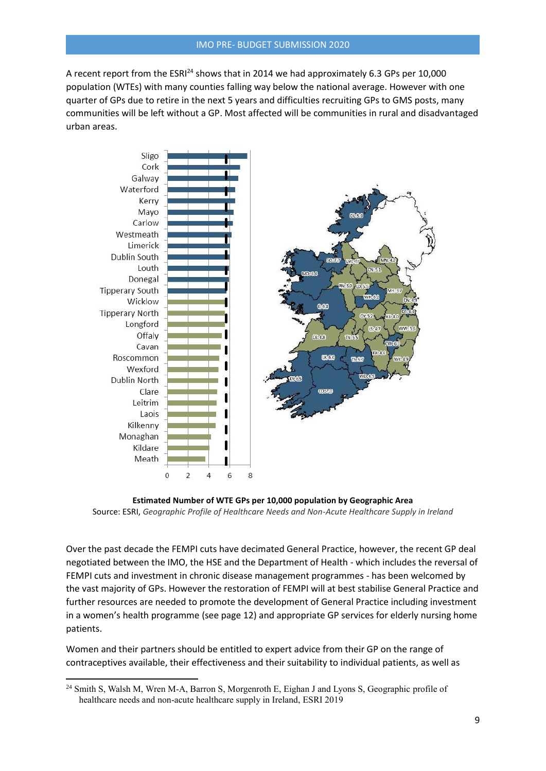A recent report from the ESRI[24] shows that in 2014 we had approximately 6.3 GPs per 10,000 population (WTEs) with many counties falling way below the national average. However with one quarter of GPs due to retire in the next 5 years and difficulties recruiting GPs to GMS posts, many communities will be left without a GP. Most affected will be communities in rural and disadvantaged urban areas.

**Estimated Number of WTE GPs per 10,000 population by Geographic Area**
Source: ESRI, *Geographic Profile of Healthcare Needs and Non-Acute Healthcare Supply in Ireland*

Over the past decade the FEMPI cuts have decimated General Practice, however, the recent GP deal negotiated between the IMO, the HSE and the Department of Health - which includes the reversal of FEMPI cuts and investment in chronic disease management programmes - has been welcomed by the vast majority of GPs. However the restoration of FEMPI will at best stabilise General Practice and further resources are needed to promote the development of General Practice including investment in a women's health programme (see page 12) and appropriate GP services for elderly nursing home patients.

Women and their partners should be entitled to expert advice from their GP on the range of contraceptives available, their effectiveness and their suitability to individual patients, as well as

---

[24] Smith S, Walsh M, Wren M-A, Barron S, Morgenroth E, Eighan J and Lyons S, Geographic profile of healthcare needs and non-acute healthcare supply in Ireland, ESRI 2019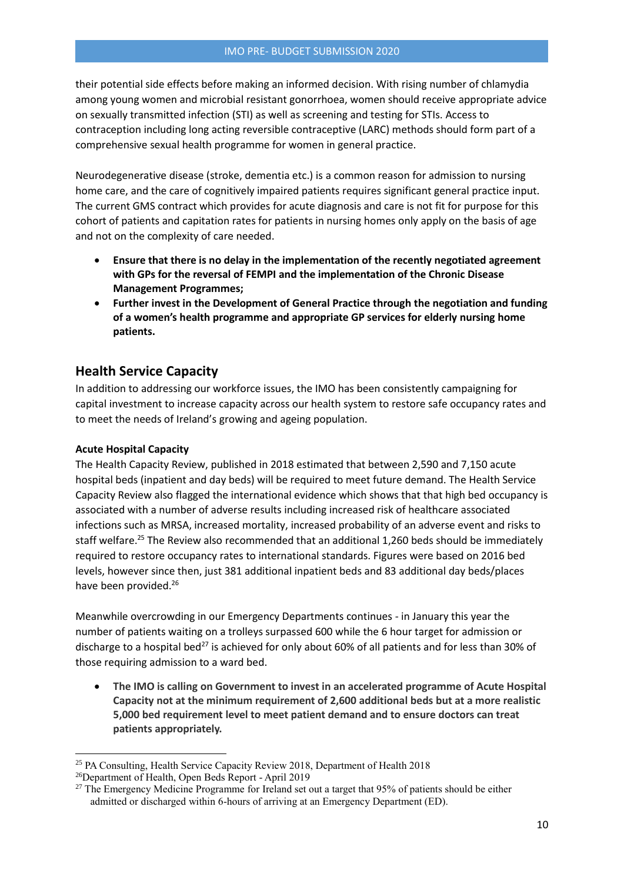their potential side effects before making an informed decision. With rising number of chlamydia among young women and microbial resistant gonorrhoea, women should receive appropriate advice on sexually transmitted infection (STI) as well as screening and testing for STIs. Access to contraception including long acting reversible contraceptive (LARC) methods should form part of a comprehensive sexual health programme for women in general practice.

Neurodegenerative disease (stroke, dementia etc.) is a common reason for admission to nursing home care, and the care of cognitively impaired patients requires significant general practice input. The current GMS contract which provides for acute diagnosis and care is not fit for purpose for this cohort of patients and capitation rates for patients in nursing homes only apply on the basis of age and not on the complexity of care needed.

- **Ensure that there is no delay in the implementation of the recently negotiated agreement with GPs for the reversal of FEMPI and the implementation of the Chronic Disease Management Programmes;**
- **Further invest in the Development of General Practice through the negotiation and funding of a women's health programme and appropriate GP services for elderly nursing home patients.**

## Health Service Capacity

In addition to addressing our workforce issues, the IMO has been consistently campaigning for capital investment to increase capacity across our health system to restore safe occupancy rates and to meet the needs of Ireland's growing and ageing population.

### Acute Hospital Capacity

The Health Capacity Review, published in 2018 estimated that between 2,590 and 7,150 acute hospital beds (inpatient and day beds) will be required to meet future demand. The Health Service Capacity Review also flagged the international evidence which shows that that high bed occupancy is associated with a number of adverse results including increased risk of healthcare associated infections such as MRSA, increased mortality, increased probability of an adverse event and risks to staff welfare.[25] The Review also recommended that an additional 1,260 beds should be immediately required to restore occupancy rates to international standards. Figures were based on 2016 bed levels, however since then, just 381 additional inpatient beds and 83 additional day beds/places have been provided.[26]

Meanwhile overcrowding in our Emergency Departments continues - in January this year the number of patients waiting on a trolleys surpassed 600 while the 6 hour target for admission or discharge to a hospital bed[27] is achieved for only about 60% of all patients and for less than 30% of those requiring admission to a ward bed.

- **The IMO is calling on Government to invest in an accelerated programme of Acute Hospital Capacity not at the minimum requirement of 2,600 additional beds but at a more realistic 5,000 bed requirement level to meet patient demand and to ensure doctors can treat patients appropriately.**

---

[25] PA Consulting, Health Service Capacity Review 2018, Department of Health 2018

[26] Department of Health, Open Beds Report - April 2019

[27] The Emergency Medicine Programme for Ireland set out a target that 95% of patients should be either admitted or discharged within 6-hours of arriving at an Emergency Department (ED).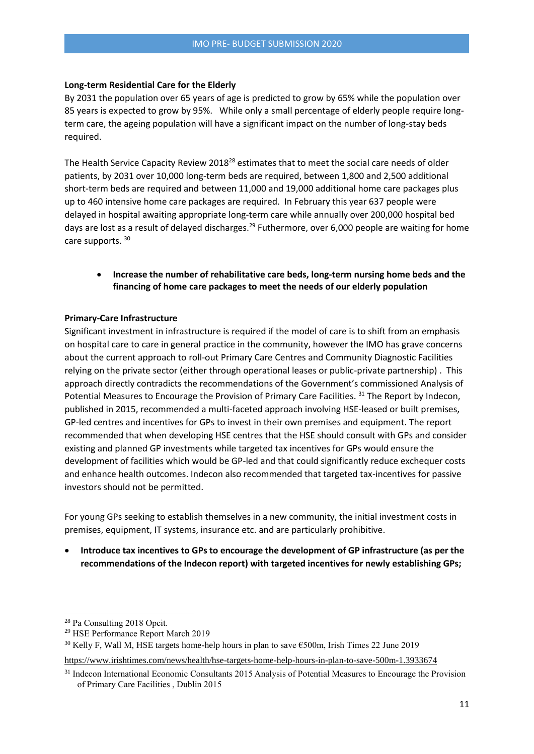**Long-term Residential Care for the Elderly**

By 2031 the population over 65 years of age is predicted to grow by 65% while the population over 85 years is expected to grow by 95%. While only a small percentage of elderly people require long-term care, the ageing population will have a significant impact on the number of long-stay beds required.

The Health Service Capacity Review 2018[28] estimates that to meet the social care needs of older patients, by 2031 over 10,000 long-term beds are required, between 1,800 and 2,500 additional short-term beds are required and between 11,000 and 19,000 additional home care packages plus up to 460 intensive home care packages are required. In February this year 637 people were delayed in hospital awaiting appropriate long-term care while annually over 200,000 hospital bed days are lost as a result of delayed discharges.[29] Futhermore, over 6,000 people are waiting for home care supports. [30]

- **Increase the number of rehabilitative care beds, long-term nursing home beds and the financing of home care packages to meet the needs of our elderly population**

**Primary-Care Infrastructure**

Significant investment in infrastructure is required if the model of care is to shift from an emphasis on hospital care to care in general practice in the community, however the IMO has grave concerns about the current approach to roll-out Primary Care Centres and Community Diagnostic Facilities relying on the private sector (either through operational leases or public-private partnership) . This approach directly contradicts the recommendations of the Government's commissioned Analysis of Potential Measures to Encourage the Provision of Primary Care Facilities. [31] The Report by Indecon, published in 2015, recommended a multi-faceted approach involving HSE-leased or built premises, GP-led centres and incentives for GPs to invest in their own premises and equipment. The report recommended that when developing HSE centres that the HSE should consult with GPs and consider existing and planned GP investments while targeted tax incentives for GPs would ensure the development of facilities which would be GP-led and that could significantly reduce exchequer costs and enhance health outcomes. Indecon also recommended that targeted tax-incentives for passive investors should not be permitted.

For young GPs seeking to establish themselves in a new community, the initial investment costs in premises, equipment, IT systems, insurance etc. and are particularly prohibitive.

- **Introduce tax incentives to GPs to encourage the development of GP infrastructure (as per the recommendations of the Indecon report) with targeted incentives for newly establishing GPs;**

---

[28] Pa Consulting 2018 Opcit.

[29] HSE Performance Report March 2019

[30] Kelly F, Wall M, HSE targets home-help hours in plan to save €500m, Irish Times 22 June 2019 https://www.irishtimes.com/news/health/hse-targets-home-help-hours-in-plan-to-save-500m-1.3933674

[31] Indecon International Economic Consultants 2015 Analysis of Potential Measures to Encourage the Provision of Primary Care Facilities , Dublin 2015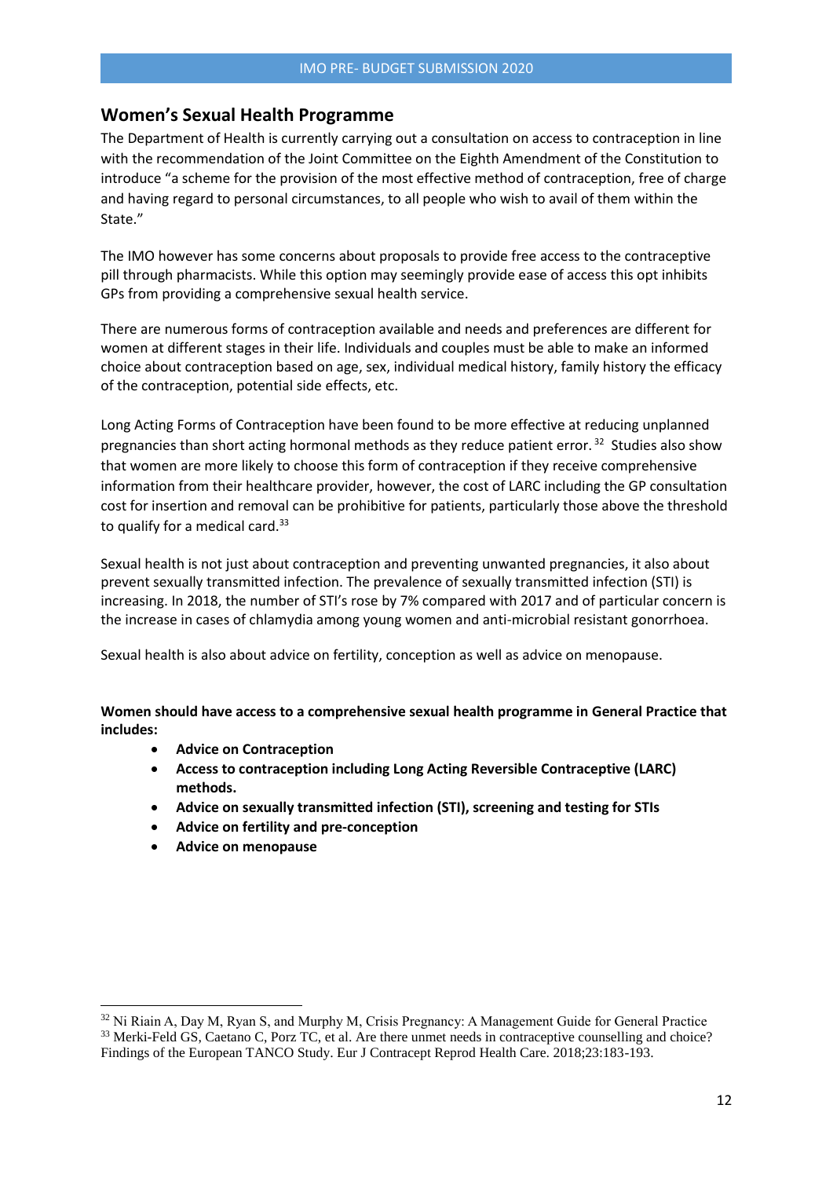## Women's Sexual Health Programme

The Department of Health is currently carrying out a consultation on access to contraception in line with the recommendation of the Joint Committee on the Eighth Amendment of the Constitution to introduce "a scheme for the provision of the most effective method of contraception, free of charge and having regard to personal circumstances, to all people who wish to avail of them within the State."

The IMO however has some concerns about proposals to provide free access to the contraceptive pill through pharmacists. While this option may seemingly provide ease of access this opt inhibits GPs from providing a comprehensive sexual health service.

There are numerous forms of contraception available and needs and preferences are different for women at different stages in their life. Individuals and couples must be able to make an informed choice about contraception based on age, sex, individual medical history, family history the efficacy of the contraception, potential side effects, etc.

Long Acting Forms of Contraception have been found to be more effective at reducing unplanned pregnancies than short acting hormonal methods as they reduce patient error.[32] Studies also show that women are more likely to choose this form of contraception if they receive comprehensive information from their healthcare provider, however, the cost of LARC including the GP consultation cost for insertion and removal can be prohibitive for patients, particularly those above the threshold to qualify for a medical card.[33]

Sexual health is not just about contraception and preventing unwanted pregnancies, it also about prevent sexually transmitted infection. The prevalence of sexually transmitted infection (STI) is increasing. In 2018, the number of STI's rose by 7% compared with 2017 and of particular concern is the increase in cases of chlamydia among young women and anti-microbial resistant gonorrhoea.

Sexual health is also about advice on fertility, conception as well as advice on menopause.

**Women should have access to a comprehensive sexual health programme in General Practice that includes:**

- **Advice on Contraception**
- **Access to contraception including Long Acting Reversible Contraceptive (LARC) methods.**
- **Advice on sexually transmitted infection (STI), screening and testing for STIs**
- **Advice on fertility and pre-conception**
- **Advice on menopause**

---

[32] Ni Riain A, Day M, Ryan S, and Murphy M, Crisis Pregnancy: A Management Guide for General Practice

[33] Merki-Feld GS, Caetano C, Porz TC, et al. Are there unmet needs in contraceptive counselling and choice? Findings of the European TANCO Study. Eur J Contracept Reprod Health Care. 2018;23:183-193.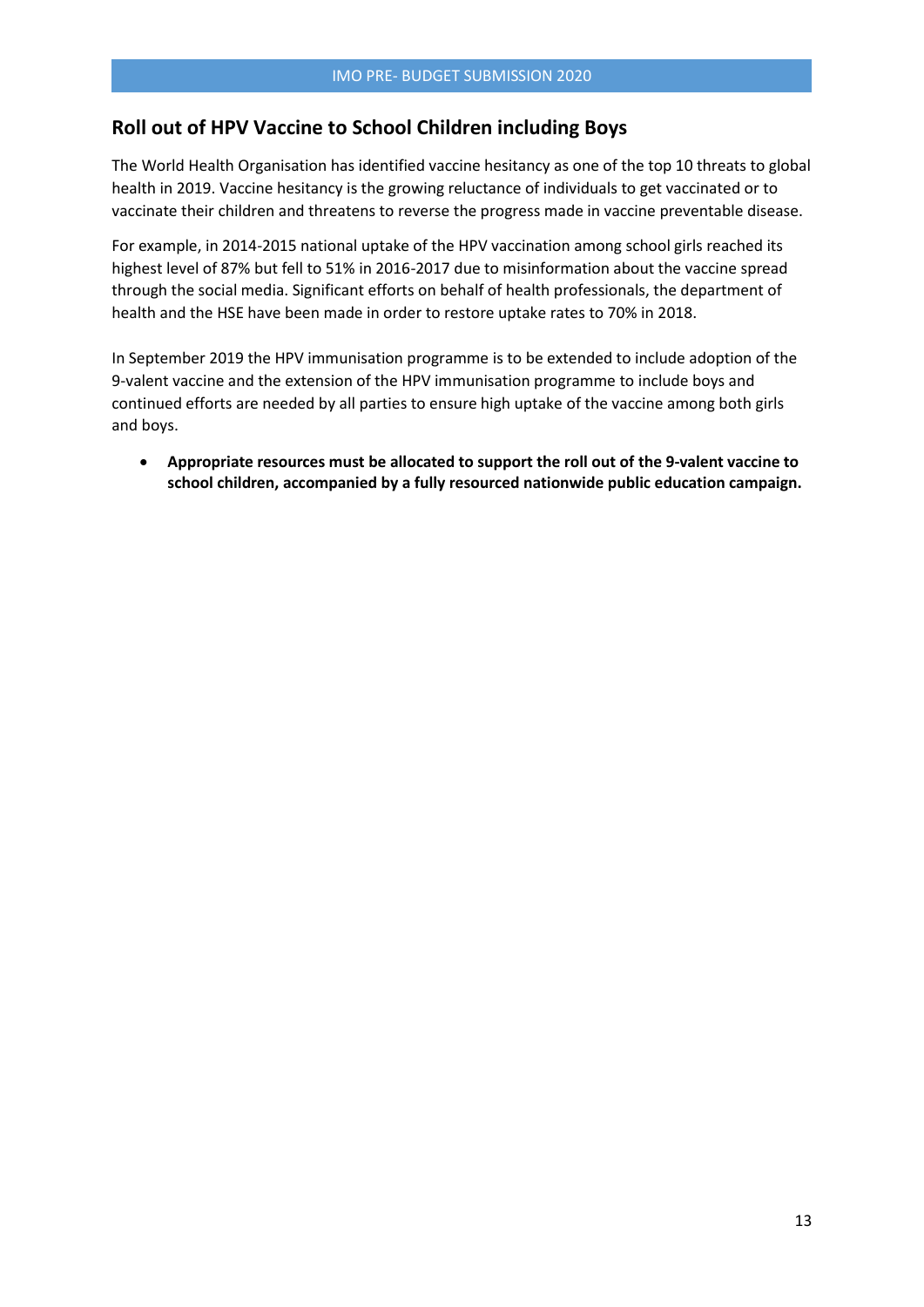## Roll out of HPV Vaccine to School Children including Boys

The World Health Organisation has identified vaccine hesitancy as one of the top 10 threats to global health in 2019. Vaccine hesitancy is the growing reluctance of individuals to get vaccinated or to vaccinate their children and threatens to reverse the progress made in vaccine preventable disease.

For example, in 2014-2015 national uptake of the HPV vaccination among school girls reached its highest level of 87% but fell to 51% in 2016-2017 due to misinformation about the vaccine spread through the social media. Significant efforts on behalf of health professionals, the department of health and the HSE have been made in order to restore uptake rates to 70% in 2018.

In September 2019 the HPV immunisation programme is to be extended to include adoption of the 9-valent vaccine and the extension of the HPV immunisation programme to include boys and continued efforts are needed by all parties to ensure high uptake of the vaccine among both girls and boys.

- **Appropriate resources must be allocated to support the roll out of the 9-valent vaccine to school children, accompanied by a fully resourced nationwide public education campaign.**